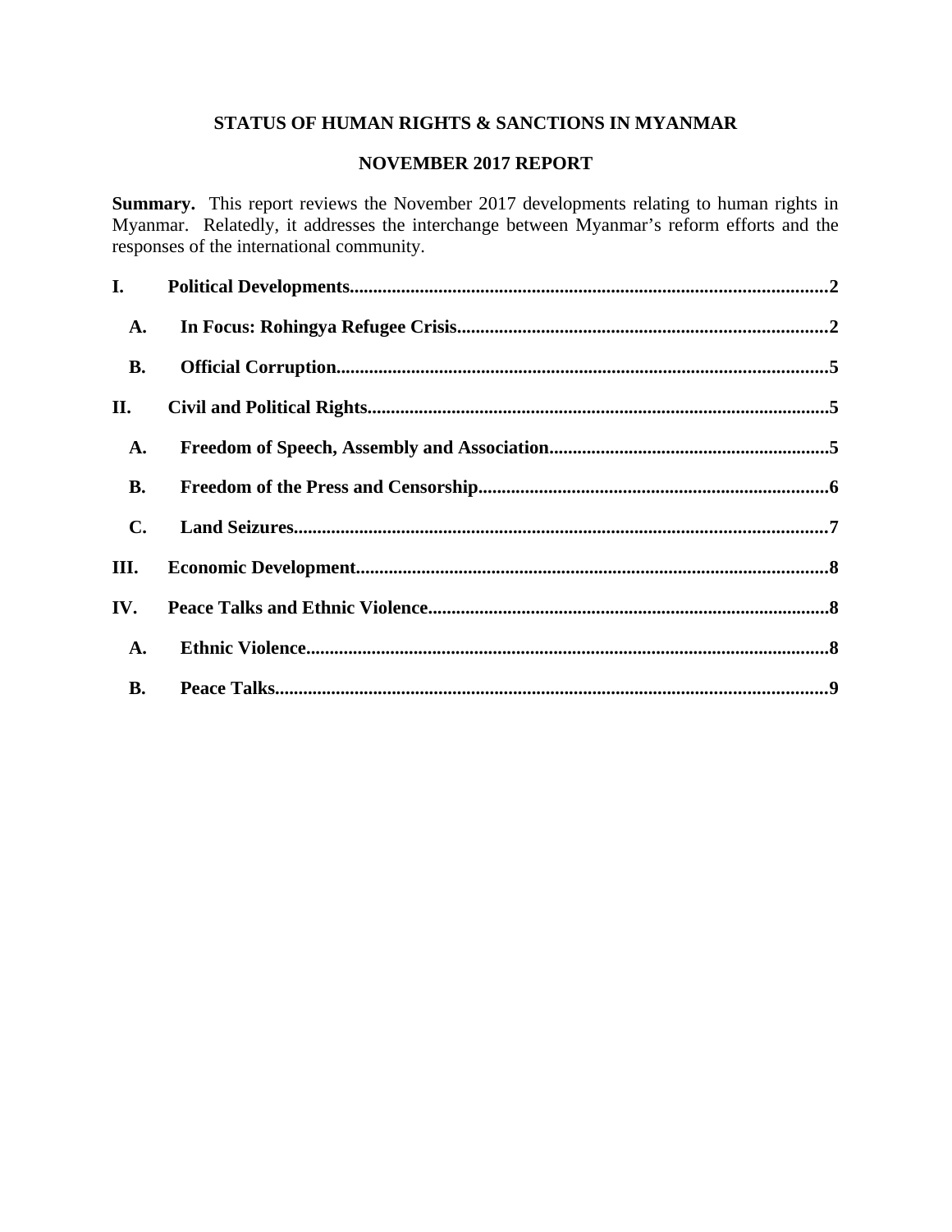# STATUS OF HUMAN RIGHTS & SANCTIONS IN MYANMAR

## NOVEMBER 2017 REPORT

**Summary.** This report reviews the November 2017 developments relating to human rights in Myanmar. Relatedly, it addresses the interchange between Myanmar's reform efforts and the responses of the international community.

**I. Political Developments.....2**

- **A. In Focus: Rohingya Refugee Crisis.....2**
- **B. Official Corruption.....5**

**II. Civil and Political Rights.....5**

- **A. Freedom of Speech, Assembly and Association.....5**
- **B. Freedom of the Press and Censorship.....6**
- **C. Land Seizures.....7**

**III. Economic Development.....8**

**IV. Peace Talks and Ethnic Violence.....8**

- **A. Ethnic Violence.....8**
- **B. Peace Talks.....9**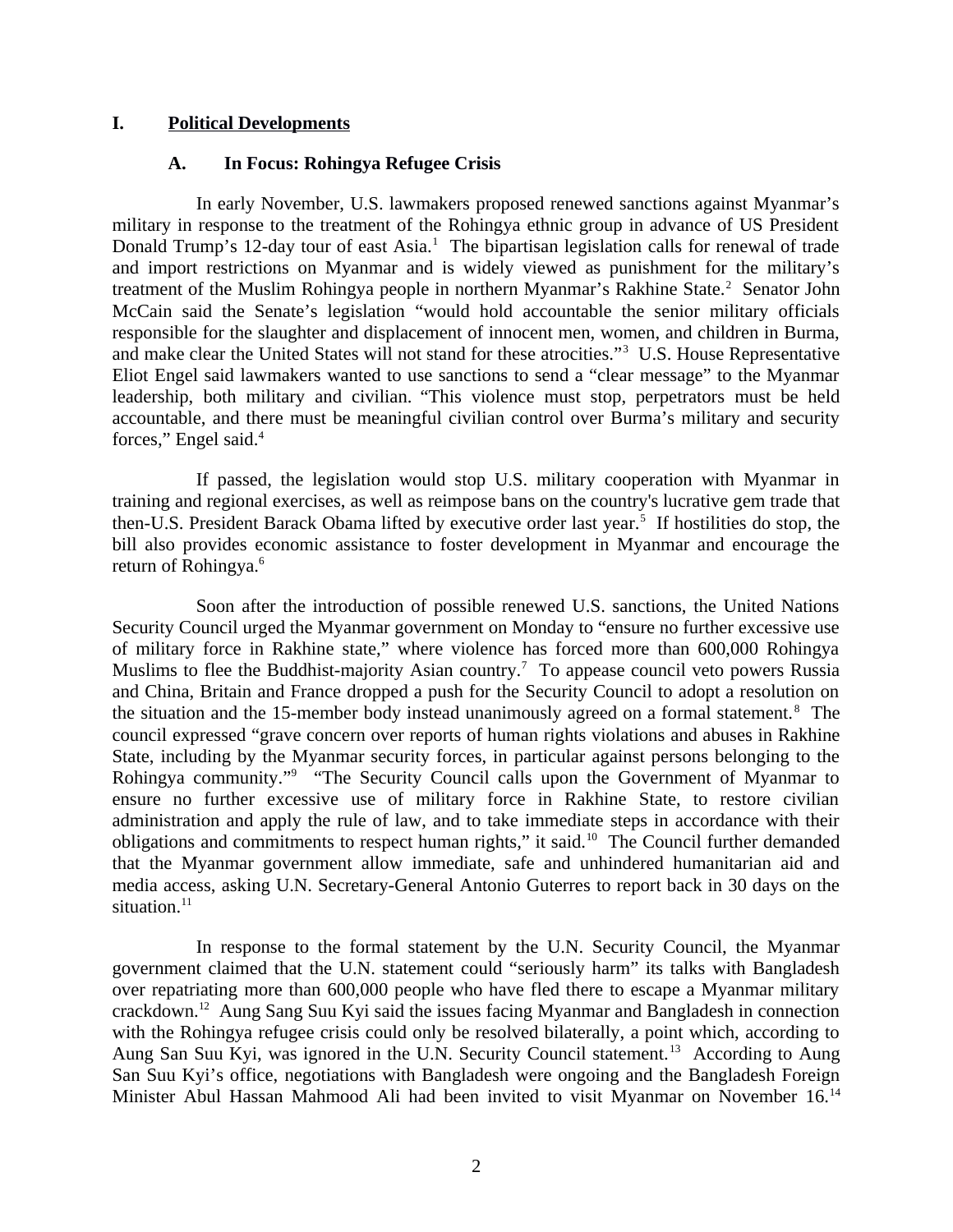## I. Political Developments

### A. In Focus: Rohingya Refugee Crisis

In early November, U.S. lawmakers proposed renewed sanctions against Myanmar's military in response to the treatment of the Rohingya ethnic group in advance of US President Donald Trump's 12-day tour of east Asia.[1] The bipartisan legislation calls for renewal of trade and import restrictions on Myanmar and is widely viewed as punishment for the military's treatment of the Muslim Rohingya people in northern Myanmar's Rakhine State.[2] Senator John McCain said the Senate's legislation "would hold accountable the senior military officials responsible for the slaughter and displacement of innocent men, women, and children in Burma, and make clear the United States will not stand for these atrocities."[3] U.S. House Representative Eliot Engel said lawmakers wanted to use sanctions to send a "clear message" to the Myanmar leadership, both military and civilian. "This violence must stop, perpetrators must be held accountable, and there must be meaningful civilian control over Burma's military and security forces," Engel said.[4]

If passed, the legislation would stop U.S. military cooperation with Myanmar in training and regional exercises, as well as reimpose bans on the country's lucrative gem trade that then-U.S. President Barack Obama lifted by executive order last year.[5] If hostilities do stop, the bill also provides economic assistance to foster development in Myanmar and encourage the return of Rohingya.[6]

Soon after the introduction of possible renewed U.S. sanctions, the United Nations Security Council urged the Myanmar government on Monday to "ensure no further excessive use of military force in Rakhine state," where violence has forced more than 600,000 Rohingya Muslims to flee the Buddhist-majority Asian country.[7] To appease council veto powers Russia and China, Britain and France dropped a push for the Security Council to adopt a resolution on the situation and the 15-member body instead unanimously agreed on a formal statement.[8] The council expressed "grave concern over reports of human rights violations and abuses in Rakhine State, including by the Myanmar security forces, in particular against persons belonging to the Rohingya community."[9] "The Security Council calls upon the Government of Myanmar to ensure no further excessive use of military force in Rakhine State, to restore civilian administration and apply the rule of law, and to take immediate steps in accordance with their obligations and commitments to respect human rights," it said.[10] The Council further demanded that the Myanmar government allow immediate, safe and unhindered humanitarian aid and media access, asking U.N. Secretary-General Antonio Guterres to report back in 30 days on the situation.[11]

In response to the formal statement by the U.N. Security Council, the Myanmar government claimed that the U.N. statement could "seriously harm" its talks with Bangladesh over repatriating more than 600,000 people who have fled there to escape a Myanmar military crackdown.[12] Aung Sang Suu Kyi said the issues facing Myanmar and Bangladesh in connection with the Rohingya refugee crisis could only be resolved bilaterally, a point which, according to Aung San Suu Kyi, was ignored in the U.N. Security Council statement.[13] According to Aung San Suu Kyi's office, negotiations with Bangladesh were ongoing and the Bangladesh Foreign Minister Abul Hassan Mahmood Ali had been invited to visit Myanmar on November 16.[14]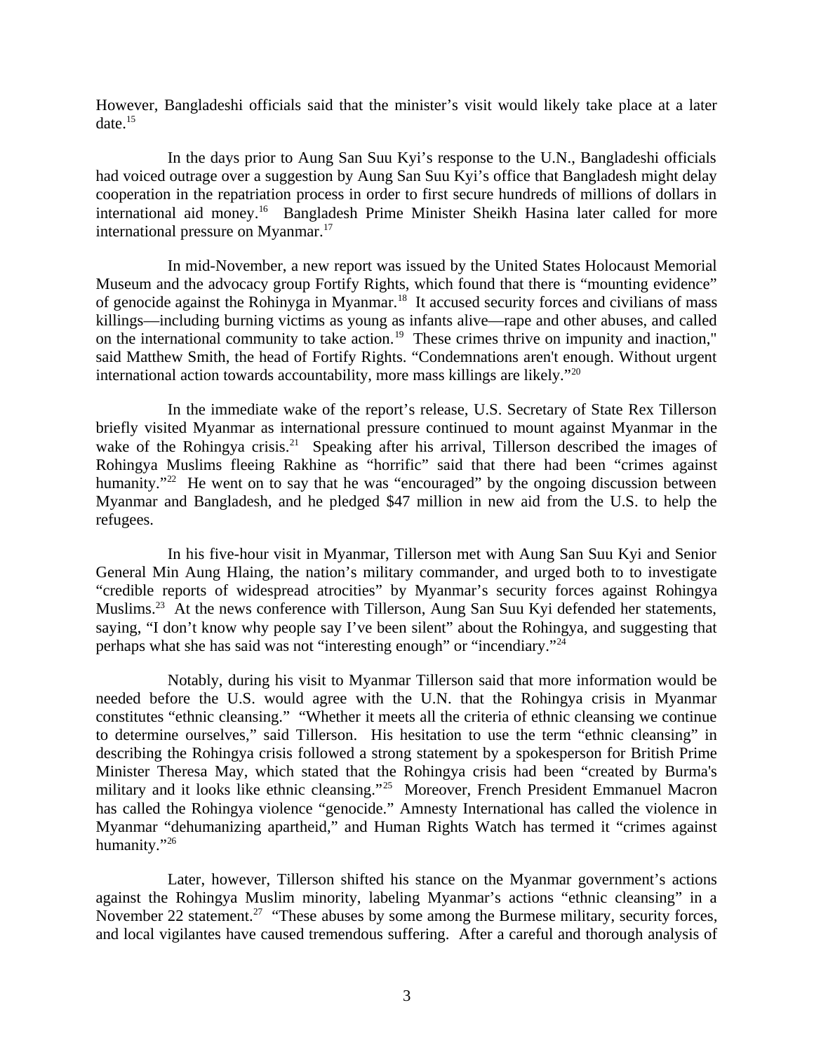However, Bangladeshi officials said that the minister's visit would likely take place at a later date.[15]

In the days prior to Aung San Suu Kyi's response to the U.N., Bangladeshi officials had voiced outrage over a suggestion by Aung San Suu Kyi's office that Bangladesh might delay cooperation in the repatriation process in order to first secure hundreds of millions of dollars in international aid money.[16] Bangladesh Prime Minister Sheikh Hasina later called for more international pressure on Myanmar.[17]

In mid-November, a new report was issued by the United States Holocaust Memorial Museum and the advocacy group Fortify Rights, which found that there is "mounting evidence" of genocide against the Rohinyga in Myanmar.[18] It accused security forces and civilians of mass killings—including burning victims as young as infants alive—rape and other abuses, and called on the international community to take action.[19] These crimes thrive on impunity and inaction," said Matthew Smith, the head of Fortify Rights. "Condemnations aren't enough. Without urgent international action towards accountability, more mass killings are likely."[20]

In the immediate wake of the report's release, U.S. Secretary of State Rex Tillerson briefly visited Myanmar as international pressure continued to mount against Myanmar in the wake of the Rohingya crisis.[21] Speaking after his arrival, Tillerson described the images of Rohingya Muslims fleeing Rakhine as "horrific" said that there had been "crimes against humanity."[22] He went on to say that he was "encouraged" by the ongoing discussion between Myanmar and Bangladesh, and he pledged $47 million in new aid from the U.S. to help the refugees.

In his five-hour visit in Myanmar, Tillerson met with Aung San Suu Kyi and Senior General Min Aung Hlaing, the nation's military commander, and urged both to to investigate "credible reports of widespread atrocities" by Myanmar's security forces against Rohingya Muslims.[23] At the news conference with Tillerson, Aung San Suu Kyi defended her statements, saying, "I don't know why people say I've been silent" about the Rohingya, and suggesting that perhaps what she has said was not "interesting enough" or "incendiary."[24]

Notably, during his visit to Myanmar Tillerson said that more information would be needed before the U.S. would agree with the U.N. that the Rohingya crisis in Myanmar constitutes "ethnic cleansing." "Whether it meets all the criteria of ethnic cleansing we continue to determine ourselves," said Tillerson. His hesitation to use the term "ethnic cleansing" in describing the Rohingya crisis followed a strong statement by a spokesperson for British Prime Minister Theresa May, which stated that the Rohingya crisis had been "created by Burma's military and it looks like ethnic cleansing."[25] Moreover, French President Emmanuel Macron has called the Rohingya violence "genocide." Amnesty International has called the violence in Myanmar "dehumanizing apartheid," and Human Rights Watch has termed it "crimes against humanity."[26]

Later, however, Tillerson shifted his stance on the Myanmar government's actions against the Rohingya Muslim minority, labeling Myanmar's actions "ethnic cleansing" in a November 22 statement.[27] "These abuses by some among the Burmese military, security forces, and local vigilantes have caused tremendous suffering. After a careful and thorough analysis of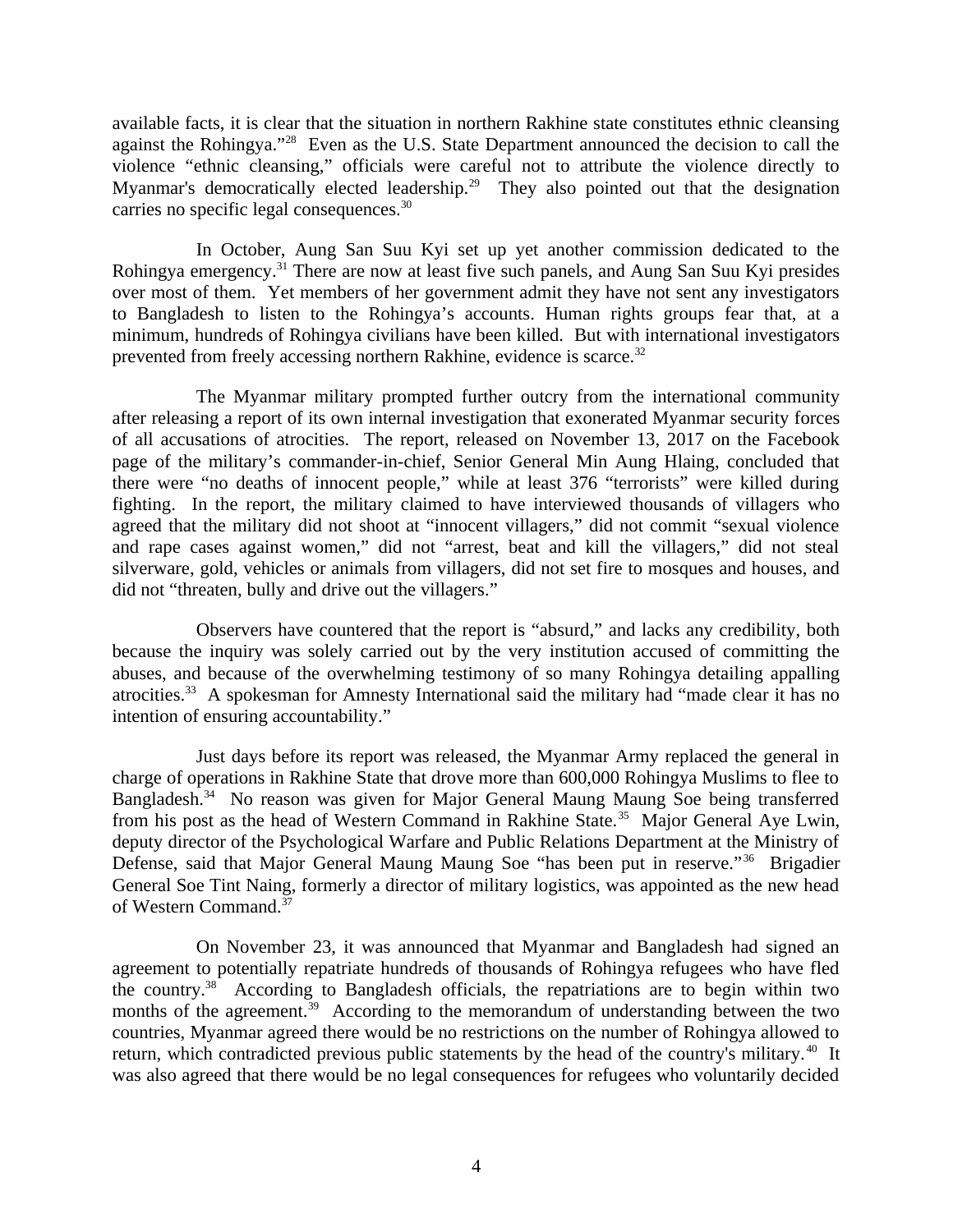available facts, it is clear that the situation in northern Rakhine state constitutes ethnic cleansing against the Rohingya."[28] Even as the U.S. State Department announced the decision to call the violence "ethnic cleansing," officials were careful not to attribute the violence directly to Myanmar's democratically elected leadership.[29] They also pointed out that the designation carries no specific legal consequences.[30]

In October, Aung San Suu Kyi set up yet another commission dedicated to the Rohingya emergency.[31] There are now at least five such panels, and Aung San Suu Kyi presides over most of them. Yet members of her government admit they have not sent any investigators to Bangladesh to listen to the Rohingya's accounts. Human rights groups fear that, at a minimum, hundreds of Rohingya civilians have been killed. But with international investigators prevented from freely accessing northern Rakhine, evidence is scarce.[32]

The Myanmar military prompted further outcry from the international community after releasing a report of its own internal investigation that exonerated Myanmar security forces of all accusations of atrocities. The report, released on November 13, 2017 on the Facebook page of the military's commander-in-chief, Senior General Min Aung Hlaing, concluded that there were "no deaths of innocent people," while at least 376 "terrorists" were killed during fighting. In the report, the military claimed to have interviewed thousands of villagers who agreed that the military did not shoot at "innocent villagers," did not commit "sexual violence and rape cases against women," did not "arrest, beat and kill the villagers," did not steal silverware, gold, vehicles or animals from villagers, did not set fire to mosques and houses, and did not "threaten, bully and drive out the villagers."

Observers have countered that the report is "absurd," and lacks any credibility, both because the inquiry was solely carried out by the very institution accused of committing the abuses, and because of the overwhelming testimony of so many Rohingya detailing appalling atrocities.[33] A spokesman for Amnesty International said the military had "made clear it has no intention of ensuring accountability."

Just days before its report was released, the Myanmar Army replaced the general in charge of operations in Rakhine State that drove more than 600,000 Rohingya Muslims to flee to Bangladesh.[34] No reason was given for Major General Maung Maung Soe being transferred from his post as the head of Western Command in Rakhine State.[35] Major General Aye Lwin, deputy director of the Psychological Warfare and Public Relations Department at the Ministry of Defense, said that Major General Maung Maung Soe "has been put in reserve."[36] Brigadier General Soe Tint Naing, formerly a director of military logistics, was appointed as the new head of Western Command.[37]

On November 23, it was announced that Myanmar and Bangladesh had signed an agreement to potentially repatriate hundreds of thousands of Rohingya refugees who have fled the country.[38] According to Bangladesh officials, the repatriations are to begin within two months of the agreement.[39] According to the memorandum of understanding between the two countries, Myanmar agreed there would be no restrictions on the number of Rohingya allowed to return, which contradicted previous public statements by the head of the country's military.[40] It was also agreed that there would be no legal consequences for refugees who voluntarily decided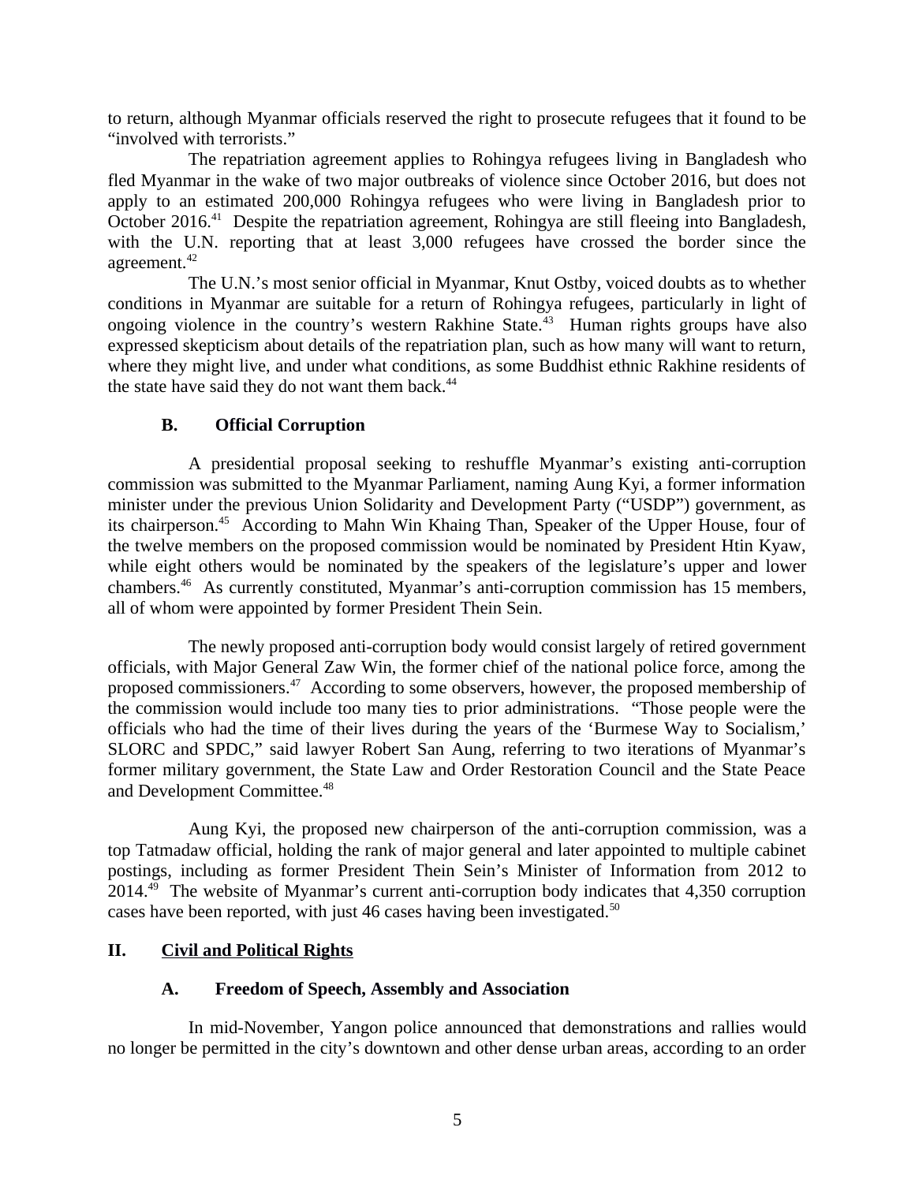to return, although Myanmar officials reserved the right to prosecute refugees that it found to be "involved with terrorists."

The repatriation agreement applies to Rohingya refugees living in Bangladesh who fled Myanmar in the wake of two major outbreaks of violence since October 2016, but does not apply to an estimated 200,000 Rohingya refugees who were living in Bangladesh prior to October 2016.[41] Despite the repatriation agreement, Rohingya are still fleeing into Bangladesh, with the U.N. reporting that at least 3,000 refugees have crossed the border since the agreement.[42]

The U.N.'s most senior official in Myanmar, Knut Ostby, voiced doubts as to whether conditions in Myanmar are suitable for a return of Rohingya refugees, particularly in light of ongoing violence in the country's western Rakhine State.[43] Human rights groups have also expressed skepticism about details of the repatriation plan, such as how many will want to return, where they might live, and under what conditions, as some Buddhist ethnic Rakhine residents of the state have said they do not want them back.[44]

### B. Official Corruption

A presidential proposal seeking to reshuffle Myanmar's existing anti-corruption commission was submitted to the Myanmar Parliament, naming Aung Kyi, a former information minister under the previous Union Solidarity and Development Party ("USDP") government, as its chairperson.[45] According to Mahn Win Khaing Than, Speaker of the Upper House, four of the twelve members on the proposed commission would be nominated by President Htin Kyaw, while eight others would be nominated by the speakers of the legislature's upper and lower chambers.[46] As currently constituted, Myanmar's anti-corruption commission has 15 members, all of whom were appointed by former President Thein Sein.

The newly proposed anti-corruption body would consist largely of retired government officials, with Major General Zaw Win, the former chief of the national police force, among the proposed commissioners.[47] According to some observers, however, the proposed membership of the commission would include too many ties to prior administrations. "Those people were the officials who had the time of their lives during the years of the 'Burmese Way to Socialism,' SLORC and SPDC," said lawyer Robert San Aung, referring to two iterations of Myanmar's former military government, the State Law and Order Restoration Council and the State Peace and Development Committee.[48]

Aung Kyi, the proposed new chairperson of the anti-corruption commission, was a top Tatmadaw official, holding the rank of major general and later appointed to multiple cabinet postings, including as former President Thein Sein's Minister of Information from 2012 to 2014.[49] The website of Myanmar's current anti-corruption body indicates that 4,350 corruption cases have been reported, with just 46 cases having been investigated.[50]

## II. Civil and Political Rights

### A. Freedom of Speech, Assembly and Association

In mid-November, Yangon police announced that demonstrations and rallies would no longer be permitted in the city's downtown and other dense urban areas, according to an order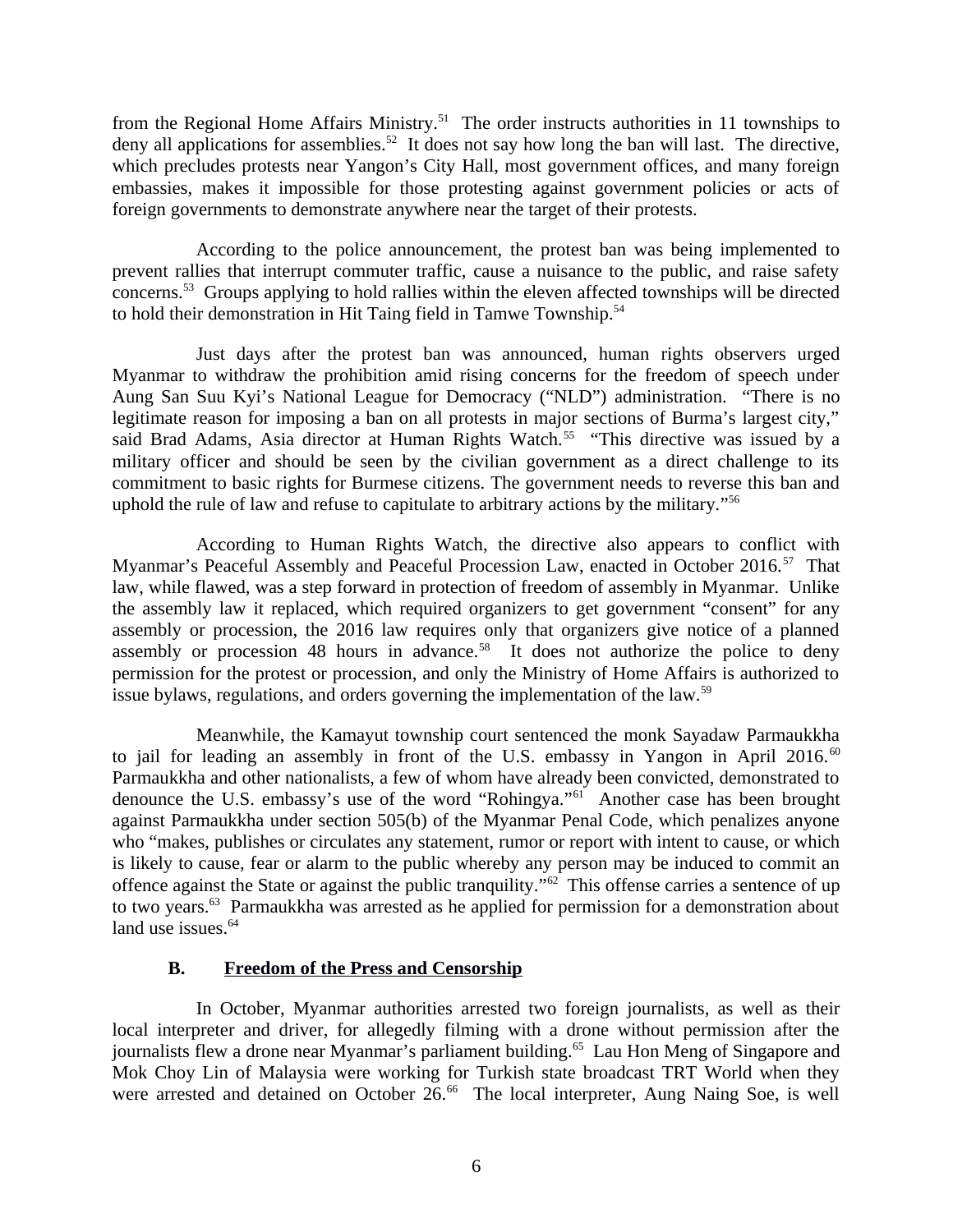from the Regional Home Affairs Ministry.[51] The order instructs authorities in 11 townships to deny all applications for assemblies.[52] It does not say how long the ban will last. The directive, which precludes protests near Yangon's City Hall, most government offices, and many foreign embassies, makes it impossible for those protesting against government policies or acts of foreign governments to demonstrate anywhere near the target of their protests.

According to the police announcement, the protest ban was being implemented to prevent rallies that interrupt commuter traffic, cause a nuisance to the public, and raise safety concerns.[53] Groups applying to hold rallies within the eleven affected townships will be directed to hold their demonstration in Hit Taing field in Tamwe Township.[54]

Just days after the protest ban was announced, human rights observers urged Myanmar to withdraw the prohibition amid rising concerns for the freedom of speech under Aung San Suu Kyi's National League for Democracy ("NLD") administration. "There is no legitimate reason for imposing a ban on all protests in major sections of Burma's largest city," said Brad Adams, Asia director at Human Rights Watch.[55] "This directive was issued by a military officer and should be seen by the civilian government as a direct challenge to its commitment to basic rights for Burmese citizens. The government needs to reverse this ban and uphold the rule of law and refuse to capitulate to arbitrary actions by the military."[56]

According to Human Rights Watch, the directive also appears to conflict with Myanmar's Peaceful Assembly and Peaceful Procession Law, enacted in October 2016.[57] That law, while flawed, was a step forward in protection of freedom of assembly in Myanmar. Unlike the assembly law it replaced, which required organizers to get government "consent" for any assembly or procession, the 2016 law requires only that organizers give notice of a planned assembly or procession 48 hours in advance.[58] It does not authorize the police to deny permission for the protest or procession, and only the Ministry of Home Affairs is authorized to issue bylaws, regulations, and orders governing the implementation of the law.[59]

Meanwhile, the Kamayut township court sentenced the monk Sayadaw Parmaukkha to jail for leading an assembly in front of the U.S. embassy in Yangon in April 2016.[60] Parmaukkha and other nationalists, a few of whom have already been convicted, demonstrated to denounce the U.S. embassy's use of the word "Rohingya."[61] Another case has been brought against Parmaukkha under section 505(b) of the Myanmar Penal Code, which penalizes anyone who "makes, publishes or circulates any statement, rumor or report with intent to cause, or which is likely to cause, fear or alarm to the public whereby any person may be induced to commit an offence against the State or against the public tranquility."[62] This offense carries a sentence of up to two years.[63] Parmaukkha was arrested as he applied for permission for a demonstration about land use issues.[64]

### B. Freedom of the Press and Censorship

In October, Myanmar authorities arrested two foreign journalists, as well as their local interpreter and driver, for allegedly filming with a drone without permission after the journalists flew a drone near Myanmar's parliament building.[65] Lau Hon Meng of Singapore and Mok Choy Lin of Malaysia were working for Turkish state broadcast TRT World when they were arrested and detained on October 26.[66] The local interpreter, Aung Naing Soe, is well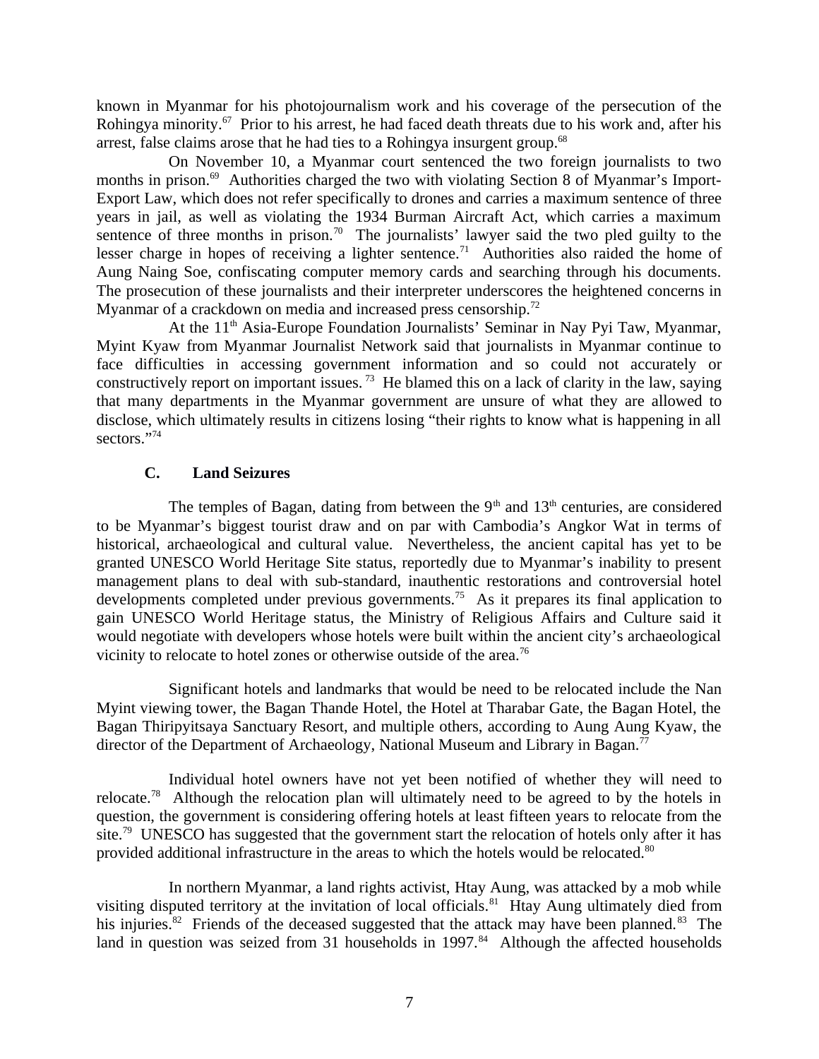known in Myanmar for his photojournalism work and his coverage of the persecution of the Rohingya minority.[67] Prior to his arrest, he had faced death threats due to his work and, after his arrest, false claims arose that he had ties to a Rohingya insurgent group.[68]

On November 10, a Myanmar court sentenced the two foreign journalists to two months in prison.[69] Authorities charged the two with violating Section 8 of Myanmar's Import-Export Law, which does not refer specifically to drones and carries a maximum sentence of three years in jail, as well as violating the 1934 Burman Aircraft Act, which carries a maximum sentence of three months in prison.[70] The journalists' lawyer said the two pled guilty to the lesser charge in hopes of receiving a lighter sentence.[71] Authorities also raided the home of Aung Naing Soe, confiscating computer memory cards and searching through his documents. The prosecution of these journalists and their interpreter underscores the heightened concerns in Myanmar of a crackdown on media and increased press censorship.[72]

At the 11th Asia-Europe Foundation Journalists' Seminar in Nay Pyi Taw, Myanmar, Myint Kyaw from Myanmar Journalist Network said that journalists in Myanmar continue to face difficulties in accessing government information and so could not accurately or constructively report on important issues.[73] He blamed this on a lack of clarity in the law, saying that many departments in the Myanmar government are unsure of what they are allowed to disclose, which ultimately results in citizens losing "their rights to know what is happening in all sectors."[74]

### C. Land Seizures

The temples of Bagan, dating from between the 9th and 13th centuries, are considered to be Myanmar's biggest tourist draw and on par with Cambodia's Angkor Wat in terms of historical, archaeological and cultural value. Nevertheless, the ancient capital has yet to be granted UNESCO World Heritage Site status, reportedly due to Myanmar's inability to present management plans to deal with sub-standard, inauthentic restorations and controversial hotel developments completed under previous governments.[75] As it prepares its final application to gain UNESCO World Heritage status, the Ministry of Religious Affairs and Culture said it would negotiate with developers whose hotels were built within the ancient city's archaeological vicinity to relocate to hotel zones or otherwise outside of the area.[76]

Significant hotels and landmarks that would be need to be relocated include the Nan Myint viewing tower, the Bagan Thande Hotel, the Hotel at Tharabar Gate, the Bagan Hotel, the Bagan Thiripyitsaya Sanctuary Resort, and multiple others, according to Aung Aung Kyaw, the director of the Department of Archaeology, National Museum and Library in Bagan.[77]

Individual hotel owners have not yet been notified of whether they will need to relocate.[78] Although the relocation plan will ultimately need to be agreed to by the hotels in question, the government is considering offering hotels at least fifteen years to relocate from the site.[79] UNESCO has suggested that the government start the relocation of hotels only after it has provided additional infrastructure in the areas to which the hotels would be relocated.[80]

In northern Myanmar, a land rights activist, Htay Aung, was attacked by a mob while visiting disputed territory at the invitation of local officials.[81] Htay Aung ultimately died from his injuries.[82] Friends of the deceased suggested that the attack may have been planned.[83] The land in question was seized from 31 households in 1997.[84] Although the affected households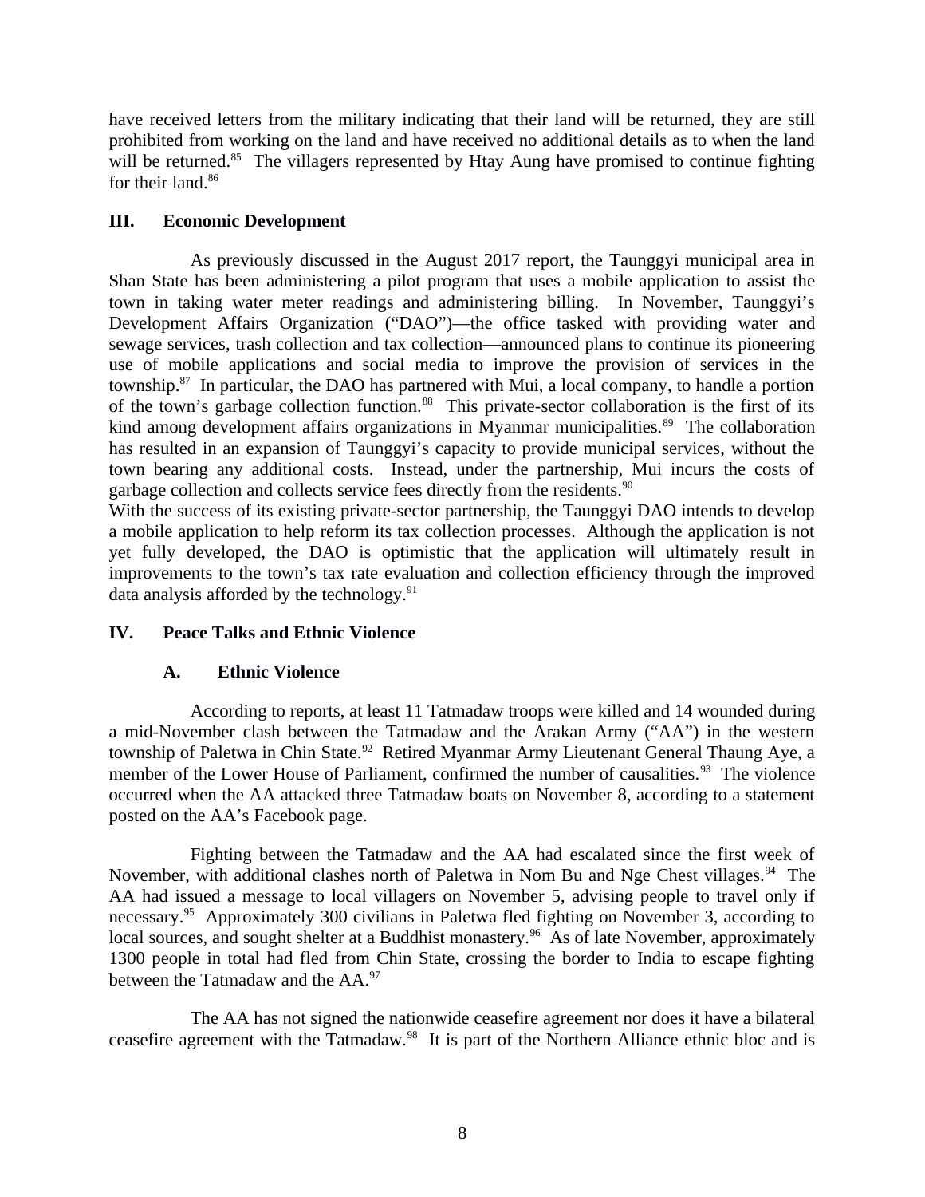have received letters from the military indicating that their land will be returned, they are still prohibited from working on the land and have received no additional details as to when the land will be returned.[85] The villagers represented by Htay Aung have promised to continue fighting for their land.[86]

## III. Economic Development

As previously discussed in the August 2017 report, the Taunggyi municipal area in Shan State has been administering a pilot program that uses a mobile application to assist the town in taking water meter readings and administering billing. In November, Taunggyi's Development Affairs Organization ("DAO")—the office tasked with providing water and sewage services, trash collection and tax collection—announced plans to continue its pioneering use of mobile applications and social media to improve the provision of services in the township.[87] In particular, the DAO has partnered with Mui, a local company, to handle a portion of the town's garbage collection function.[88] This private-sector collaboration is the first of its kind among development affairs organizations in Myanmar municipalities.[89] The collaboration has resulted in an expansion of Taunggyi's capacity to provide municipal services, without the town bearing any additional costs. Instead, under the partnership, Mui incurs the costs of garbage collection and collects service fees directly from the residents.[90]

With the success of its existing private-sector partnership, the Taunggyi DAO intends to develop a mobile application to help reform its tax collection processes. Although the application is not yet fully developed, the DAO is optimistic that the application will ultimately result in improvements to the town's tax rate evaluation and collection efficiency through the improved data analysis afforded by the technology.[91]

## IV. Peace Talks and Ethnic Violence

### A. Ethnic Violence

According to reports, at least 11 Tatmadaw troops were killed and 14 wounded during a mid-November clash between the Tatmadaw and the Arakan Army ("AA") in the western township of Paletwa in Chin State.[92] Retired Myanmar Army Lieutenant General Thaung Aye, a member of the Lower House of Parliament, confirmed the number of causalities.[93] The violence occurred when the AA attacked three Tatmadaw boats on November 8, according to a statement posted on the AA's Facebook page.

Fighting between the Tatmadaw and the AA had escalated since the first week of November, with additional clashes north of Paletwa in Nom Bu and Nge Chest villages.[94] The AA had issued a message to local villagers on November 5, advising people to travel only if necessary.[95] Approximately 300 civilians in Paletwa fled fighting on November 3, according to local sources, and sought shelter at a Buddhist monastery.[96] As of late November, approximately 1300 people in total had fled from Chin State, crossing the border to India to escape fighting between the Tatmadaw and the AA.[97]

The AA has not signed the nationwide ceasefire agreement nor does it have a bilateral ceasefire agreement with the Tatmadaw.[98] It is part of the Northern Alliance ethnic bloc and is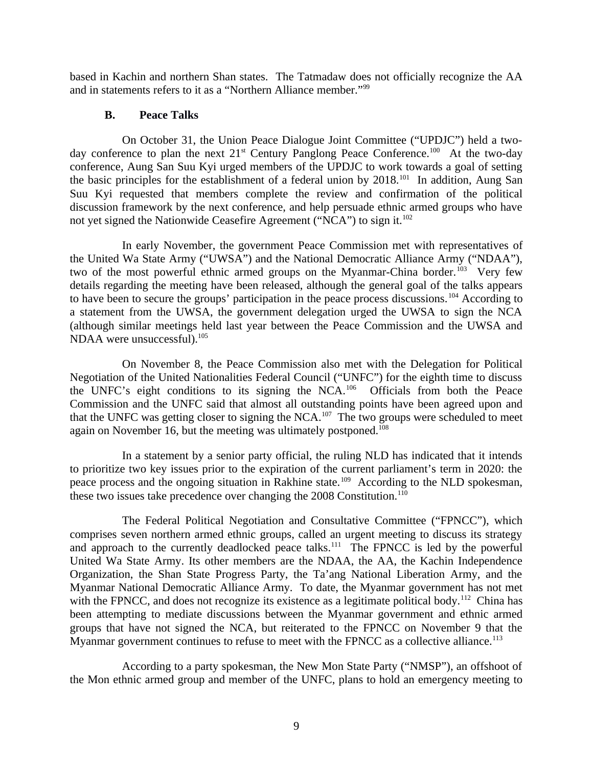based in Kachin and northern Shan states. The Tatmadaw does not officially recognize the AA and in statements refers to it as a "Northern Alliance member."[99]

### B. Peace Talks

On October 31, the Union Peace Dialogue Joint Committee ("UPDJC") held a two-day conference to plan the next 21st Century Panglong Peace Conference.[100] At the two-day conference, Aung San Suu Kyi urged members of the UPDJC to work towards a goal of setting the basic principles for the establishment of a federal union by 2018.[101] In addition, Aung San Suu Kyi requested that members complete the review and confirmation of the political discussion framework by the next conference, and help persuade ethnic armed groups who have not yet signed the Nationwide Ceasefire Agreement ("NCA") to sign it.[102]

In early November, the government Peace Commission met with representatives of the United Wa State Army ("UWSA") and the National Democratic Alliance Army ("NDAA"), two of the most powerful ethnic armed groups on the Myanmar-China border.[103] Very few details regarding the meeting have been released, although the general goal of the talks appears to have been to secure the groups' participation in the peace process discussions.[104] According to a statement from the UWSA, the government delegation urged the UWSA to sign the NCA (although similar meetings held last year between the Peace Commission and the UWSA and NDAA were unsuccessful).[105]

On November 8, the Peace Commission also met with the Delegation for Political Negotiation of the United Nationalities Federal Council ("UNFC") for the eighth time to discuss the UNFC's eight conditions to its signing the NCA.[106] Officials from both the Peace Commission and the UNFC said that almost all outstanding points have been agreed upon and that the UNFC was getting closer to signing the NCA.[107] The two groups were scheduled to meet again on November 16, but the meeting was ultimately postponed.[108]

In a statement by a senior party official, the ruling NLD has indicated that it intends to prioritize two key issues prior to the expiration of the current parliament's term in 2020: the peace process and the ongoing situation in Rakhine state.[109] According to the NLD spokesman, these two issues take precedence over changing the 2008 Constitution.[110]

The Federal Political Negotiation and Consultative Committee ("FPNCC"), which comprises seven northern armed ethnic groups, called an urgent meeting to discuss its strategy and approach to the currently deadlocked peace talks.[111] The FPNCC is led by the powerful United Wa State Army. Its other members are the NDAA, the AA, the Kachin Independence Organization, the Shan State Progress Party, the Ta'ang National Liberation Army, and the Myanmar National Democratic Alliance Army. To date, the Myanmar government has not met with the FPNCC, and does not recognize its existence as a legitimate political body.[112] China has been attempting to mediate discussions between the Myanmar government and ethnic armed groups that have not signed the NCA, but reiterated to the FPNCC on November 9 that the Myanmar government continues to refuse to meet with the FPNCC as a collective alliance.[113]

According to a party spokesman, the New Mon State Party ("NMSP"), an offshoot of the Mon ethnic armed group and member of the UNFC, plans to hold an emergency meeting to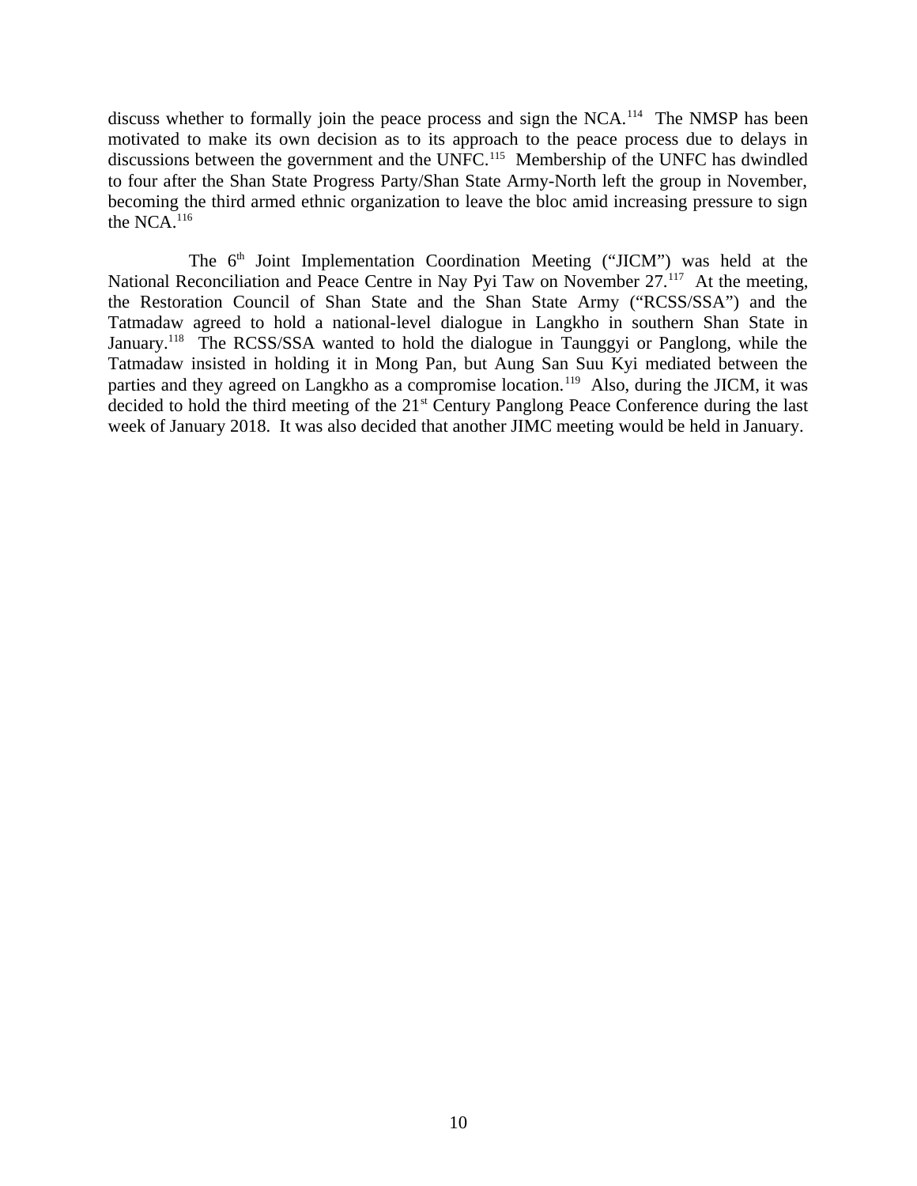discuss whether to formally join the peace process and sign the NCA.[114] The NMSP has been motivated to make its own decision as to its approach to the peace process due to delays in discussions between the government and the UNFC.[115] Membership of the UNFC has dwindled to four after the Shan State Progress Party/Shan State Army-North left the group in November, becoming the third armed ethnic organization to leave the bloc amid increasing pressure to sign the NCA.[116]

The 6th Joint Implementation Coordination Meeting ("JICM") was held at the National Reconciliation and Peace Centre in Nay Pyi Taw on November 27.[117] At the meeting, the Restoration Council of Shan State and the Shan State Army ("RCSS/SSA") and the Tatmadaw agreed to hold a national-level dialogue in Langkho in southern Shan State in January.[118] The RCSS/SSA wanted to hold the dialogue in Taunggyi or Panglong, while the Tatmadaw insisted in holding it in Mong Pan, but Aung San Suu Kyi mediated between the parties and they agreed on Langkho as a compromise location.[119] Also, during the JICM, it was decided to hold the third meeting of the 21st Century Panglong Peace Conference during the last week of January 2018. It was also decided that another JIMC meeting would be held in January.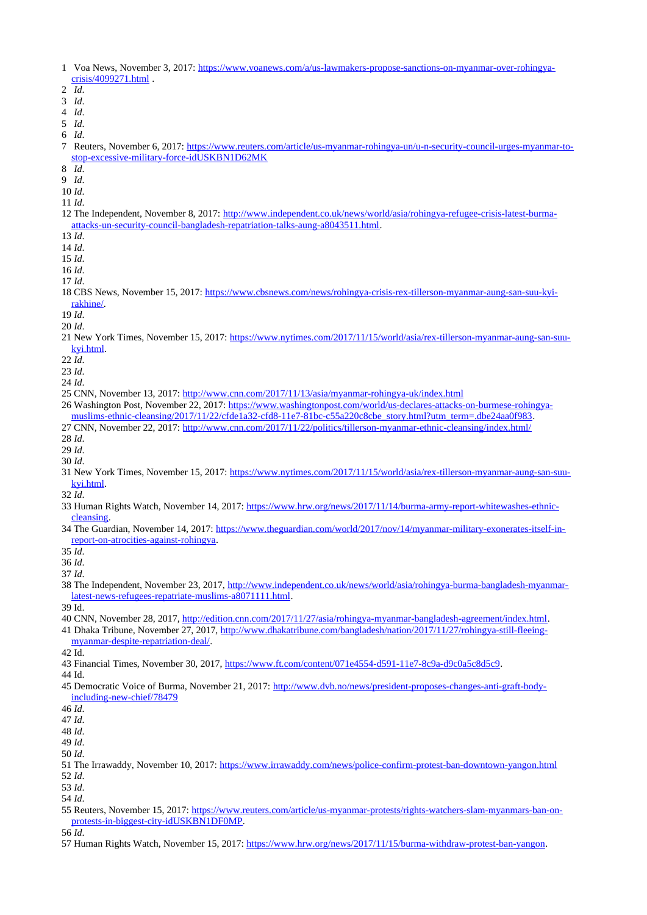1 Voa News, November 3, 2017: https://www.voanews.com/a/us-lawmakers-propose-sanctions-on-myanmar-over-rohingya-crisis/4099271.html .
2 *Id*.
3 *Id*.
4 *Id*.
5 *Id*.
6 *Id*.
7 Reuters, November 6, 2017: https://www.reuters.com/article/us-myanmar-rohingya-un/u-n-security-council-urges-myanmar-to-stop-excessive-military-force-idUSKBN1D62MK
8 *Id*.
9 *Id*.
10 *Id*.
11 *Id*.
12 The Independent, November 8, 2017: http://www.independent.co.uk/news/world/asia/rohingya-refugee-crisis-latest-burma-attacks-un-security-council-bangladesh-repatriation-talks-aung-a8043511.html.
13 *Id*.
14 *Id*.
15 *Id*.
16 *Id*.
17 *Id*.
18 CBS News, November 15, 2017: https://www.cbsnews.com/news/rohingya-crisis-rex-tillerson-myanmar-aung-san-suu-kyi-rakhine/.
19 *Id*.
20 *Id*.
21 New York Times, November 15, 2017: https://www.nytimes.com/2017/11/15/world/asia/rex-tillerson-myanmar-aung-san-suu-kyi.html.
22 *Id*.
23 *Id*.
24 *Id*.
25 CNN, November 13, 2017: http://www.cnn.com/2017/11/13/asia/myanmar-rohingya-uk/index.html
26 Washington Post, November 22, 2017: https://www.washingtonpost.com/world/us-declares-attacks-on-burmese-rohingya-muslims-ethnic-cleansing/2017/11/22/cfde1a32-cfd8-11e7-81bc-c55a220c8cbe_story.html?utm_term=.dbe24aa0f983.
27 CNN, November 22, 2017: http://www.cnn.com/2017/11/22/politics/tillerson-myanmar-ethnic-cleansing/index.html/
28 *Id*.
29 *Id*.
30 *Id*.
31 New York Times, November 15, 2017: https://www.nytimes.com/2017/11/15/world/asia/rex-tillerson-myanmar-aung-san-suu-kyi.html.
32 *Id*.
33 Human Rights Watch, November 14, 2017: https://www.hrw.org/news/2017/11/14/burma-army-report-whitewashes-ethnic-cleansing.
34 The Guardian, November 14, 2017: https://www.theguardian.com/world/2017/nov/14/myanmar-military-exonerates-itself-in-report-on-atrocities-against-rohingya.
35 *Id*.
36 *Id*.
37 *Id*.
38 The Independent, November 23, 2017, http://www.independent.co.uk/news/world/asia/rohingya-burma-bangladesh-myanmar-latest-news-refugees-repatriate-muslims-a8071111.html.
39 Id.
40 CNN, November 28, 2017, http://edition.cnn.com/2017/11/27/asia/rohingya-myanmar-bangladesh-agreement/index.html.
41 Dhaka Tribune, November 27, 2017, http://www.dhakatribune.com/bangladesh/nation/2017/11/27/rohingya-still-fleeing-myanmar-despite-repatriation-deal/.
42 Id.
43 Financial Times, November 30, 2017, https://www.ft.com/content/071e4554-d591-11e7-8c9a-d9c0a5c8d5c9.
44 Id.
45 Democratic Voice of Burma, November 21, 2017: http://www.dvb.no/news/president-proposes-changes-anti-graft-body-including-new-chief/78479
46 *Id*.
47 *Id*.
48 *Id*.
49 *Id*.
50 *Id*.
51 The Irrawaddy, November 10, 2017: https://www.irrawaddy.com/news/police-confirm-protest-ban-downtown-yangon.html
52 *Id*.
53 *Id*.
54 *Id*.
55 Reuters, November 15, 2017: https://www.reuters.com/article/us-myanmar-protests/rights-watchers-slam-myanmars-ban-on-protests-in-biggest-city-idUSKBN1DF0MP.
56 *Id*.
57 Human Rights Watch, November 15, 2017: https://www.hrw.org/news/2017/11/15/burma-withdraw-protest-ban-yangon.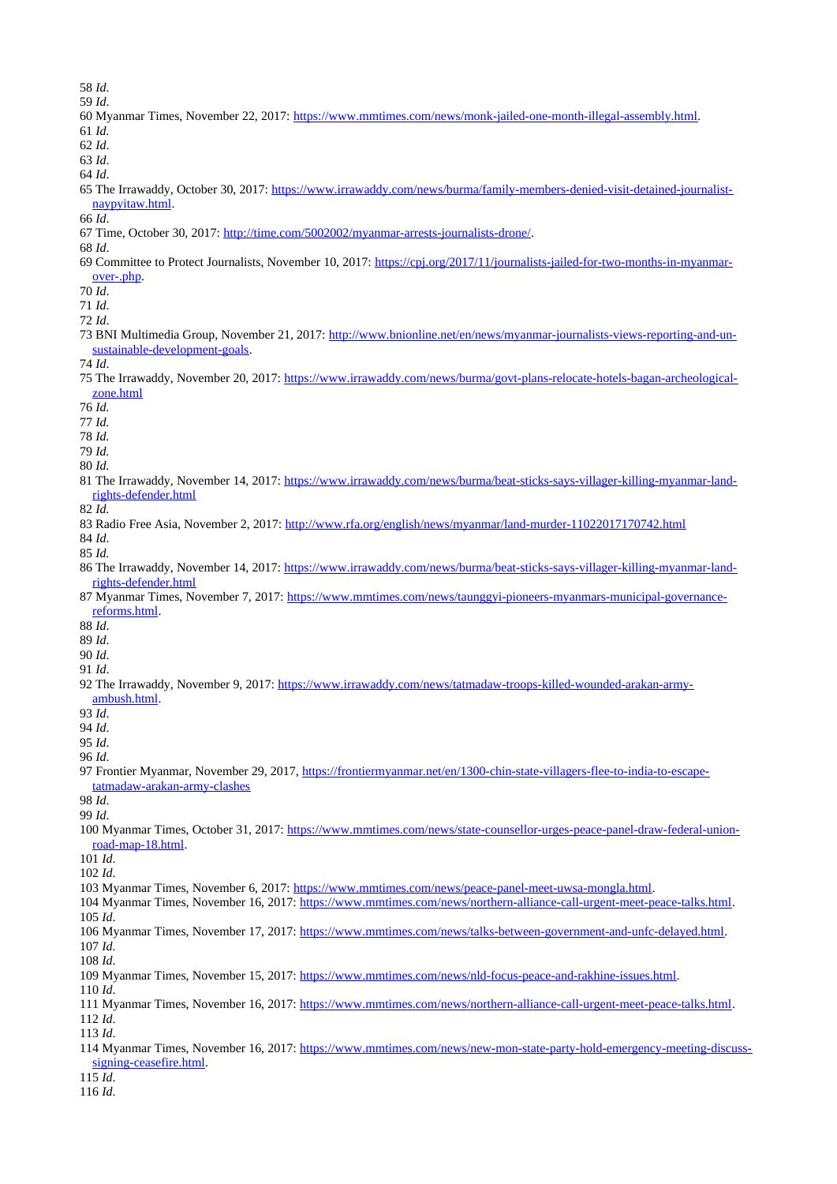58 *Id*.
59 *Id*.
60 Myanmar Times, November 22, 2017: https://www.mmtimes.com/news/monk-jailed-one-month-illegal-assembly.html.
61 *Id.*
62 *Id*.
63 *Id*.
64 *Id*.
65 The Irrawaddy, October 30, 2017: https://www.irrawaddy.com/news/burma/family-members-denied-visit-detained-journalist-naypyitaw.html.
66 *Id*.
67 Time, October 30, 2017: http://time.com/5002002/myanmar-arrests-journalists-drone/.
68 *Id*.
69 Committee to Protect Journalists, November 10, 2017: https://cpj.org/2017/11/journalists-jailed-for-two-months-in-myanmar-over-.php.
70 *Id*.
71 *Id*.
72 *Id*.
73 BNI Multimedia Group, November 21, 2017: http://www.bnionline.net/en/news/myanmar-journalists-views-reporting-and-un-sustainable-development-goals.
74 *Id*.
75 The Irrawaddy, November 20, 2017: https://www.irrawaddy.com/news/burma/govt-plans-relocate-hotels-bagan-archeological-zone.html
76 *Id.*
77 *Id.*
78 *Id.*
79 *Id.*
80 *Id.*
81 The Irrawaddy, November 14, 2017: https://www.irrawaddy.com/news/burma/beat-sticks-says-villager-killing-myanmar-land-rights-defender.html
82 *Id.*
83 Radio Free Asia, November 2, 2017: http://www.rfa.org/english/news/myanmar/land-murder-11022017170742.html
84 *Id*.
85 *Id.*
86 The Irrawaddy, November 14, 2017: https://www.irrawaddy.com/news/burma/beat-sticks-says-villager-killing-myanmar-land-rights-defender.html
87 Myanmar Times, November 7, 2017: https://www.mmtimes.com/news/taunggyi-pioneers-myanmars-municipal-governance-reforms.html.
88 *Id*.
89 *Id*.
90 *Id*.
91 *Id*.
92 The Irrawaddy, November 9, 2017: https://www.irrawaddy.com/news/tatmadaw-troops-killed-wounded-arakan-army-ambush.html.
93 *Id*.
94 *Id*.
95 *Id*.
96 *Id*.
97 Frontier Myanmar, November 29, 2017, https://frontiermyanmar.net/en/1300-chin-state-villagers-flee-to-india-to-escape-tatmadaw-arakan-army-clashes
98 *Id*.
99 *Id*.
100 Myanmar Times, October 31, 2017: https://www.mmtimes.com/news/state-counsellor-urges-peace-panel-draw-federal-union-road-map-18.html.
101 *Id.*
102 *Id.*
103 Myanmar Times, November 6, 2017: https://www.mmtimes.com/news/peace-panel-meet-uwsa-mongla.html.
104 Myanmar Times, November 16, 2017: https://www.mmtimes.com/news/northern-alliance-call-urgent-meet-peace-talks.html.
105 *Id.*
106 Myanmar Times, November 17, 2017: https://www.mmtimes.com/news/talks-between-government-and-unfc-delayed.html.
107 *Id.*
108 *Id.*
109 Myanmar Times, November 15, 2017: https://www.mmtimes.com/news/nld-focus-peace-and-rakhine-issues.html.
110 *Id.*
111 Myanmar Times, November 16, 2017: https://www.mmtimes.com/news/northern-alliance-call-urgent-meet-peace-talks.html.
112 *Id.*
113 *Id.*
114 Myanmar Times, November 16, 2017: https://www.mmtimes.com/news/new-mon-state-party-hold-emergency-meeting-discuss-signing-ceasefire.html.
115 *Id.*
116 *Id.*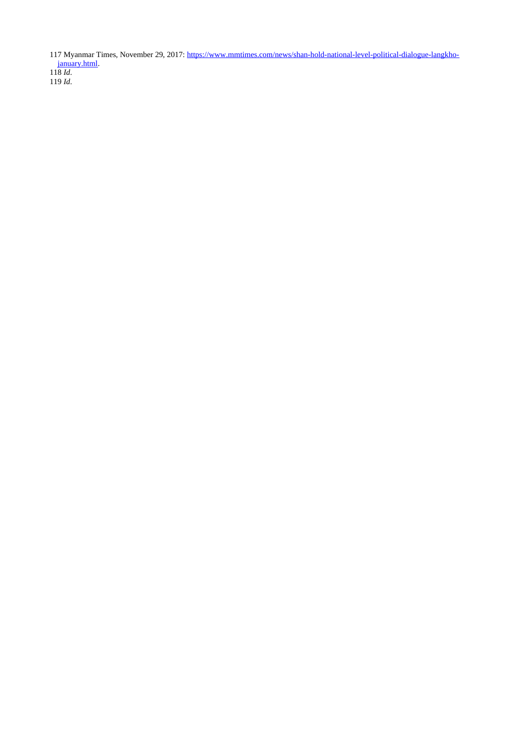117 Myanmar Times, November 29, 2017: [https://www.mmtimes.com/news/shan-hold-national-level-political-dialogue-langkho-january.html](https://www.mmtimes.com/news/shan-hold-national-level-political-dialogue-langkho-january.html).

118 *Id*.

119 *Id*.